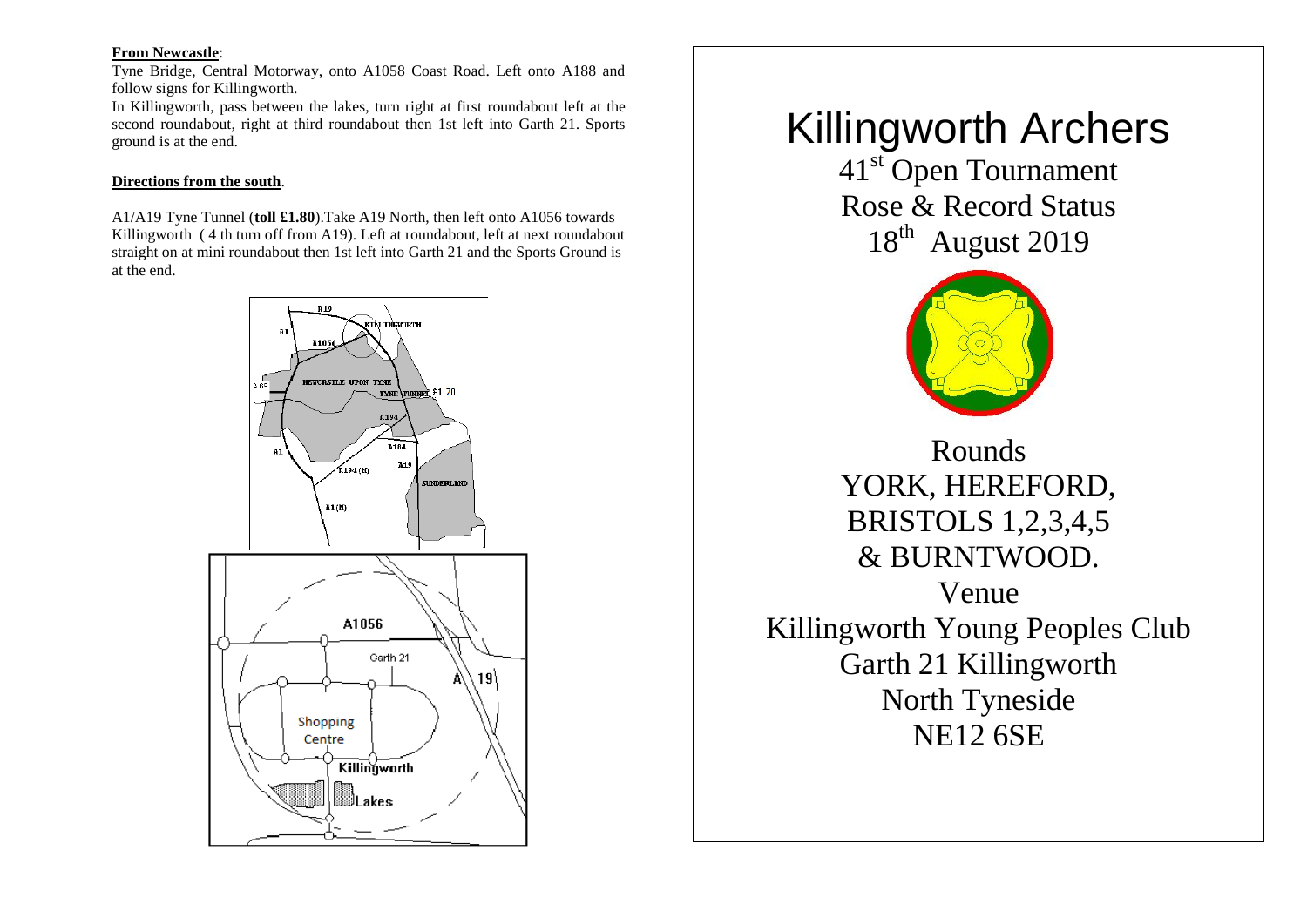**From Newcastle**:

Tyne Bridge, Central Motorway, onto A1058 Coast Road. Left onto A188 and follow signs for Killingworth.

In Killingworth, pass between the lakes, turn right at first roundabout left at the second roundabout, right at third roundabout then 1st left into Garth 21. Sports ground is at the end.

**Directions from the south**.

A1/A19 Tyne Tunnel (**toll £1.80**).Take A19 North, then left onto A1056 towards Killingworth ( 4 th turn off from A19). Left at roundabout, left at next roundabout straight on at mini roundabout then 1st left into Garth 21 and the Sports Ground is at the end.

# Killingworth Archers

## 41st Open Tournament
## Rose & Record Status
## 18th August 2019

Rounds

YORK, HEREFORD,
BRISTOLS 1,2,3,4,5
& BURNTWOOD.

Venue

Killingworth Young Peoples Club
Garth 21 Killingworth
North Tyneside
NE12 6SE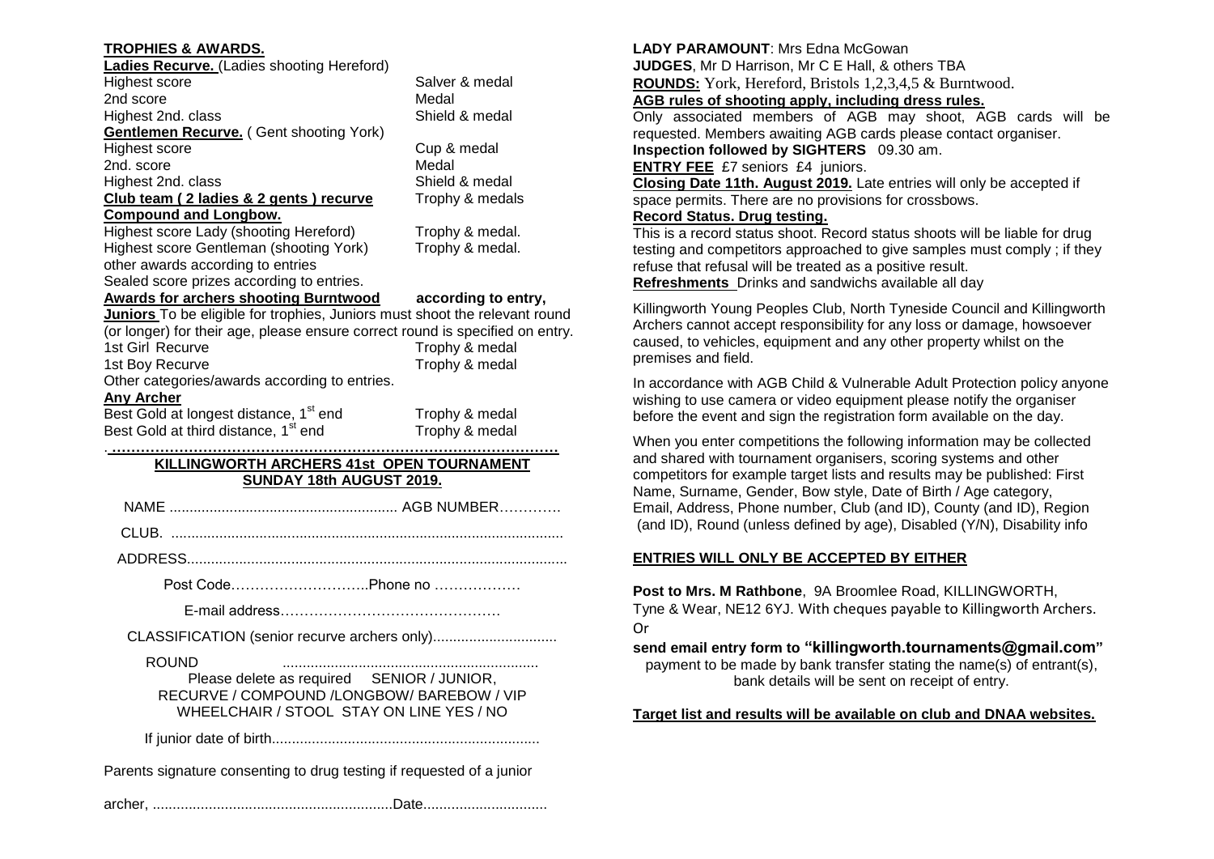**TROPHIES & AWARDS.**

| | |
|---|---|
| **Ladies Recurve.** (Ladies shooting Hereford) | |
| Highest score | Salver & medal |
| 2nd score | Medal |
| Highest 2nd. class | Shield & medal |
| **Gentlemen Recurve.** ( Gent shooting York) | |
| Highest score | Cup & medal |
| 2nd. score | Medal |
| Highest 2nd. class | Shield & medal |
| **Club team ( 2 ladies & 2 gents ) recurve** | Trophy & medals |
| **Compound and Longbow.** | |
| Highest score Lady (shooting Hereford) | Trophy & medal. |
| Highest score Gentleman (shooting York) | Trophy & medal. |

other awards according to entries
Sealed score prizes according to entries.

**Awards for archers shooting Burntwood** **according to entry,**

**Juniors** To be eligible for trophies, Juniors must shoot the relevant round (or longer) for their age, please ensure correct round is specified on entry.

| | |
|---|---|
| 1st Girl Recurve | Trophy & medal |
| 1st Boy Recurve | Trophy & medal |

Other categories/awards according to entries.

**Any Archer**

| | |
|---|---|
| Best Gold at longest distance, 1st end | Trophy & medal |
| Best Gold at third distance, 1st end | Trophy & medal |

**KILLINGWORTH ARCHERS 41st OPEN TOURNAMENT**
**SUNDAY 18th AUGUST 2019.**

NAME ......................................................... AGB NUMBER………….

CLUB. ..................................................................................................

ADDRESS..............................................................................................

Post Code………………………..Phone no ………………

E-mail address……………………………………….

CLASSIFICATION (senior recurve archers only)...............................

ROUND ................................................................

Please delete as required SENIOR / JUNIOR,
RECURVE / COMPOUND /LONGBOW/ BAREBOW / VIP
WHEELCHAIR / STOOL STAY ON LINE YES / NO

If junior date of birth...................................................................

Parents signature consenting to drug testing if requested of a junior

archer, ............................................................Date...............................

**LADY PARAMOUNT**: Mrs Edna McGowan

**JUDGES**, Mr D Harrison, Mr C E Hall, & others TBA

**ROUNDS:** York, Hereford, Bristols 1,2,3,4,5 & Burntwood.

**AGB rules of shooting apply, including dress rules.**

Only associated members of AGB may shoot, AGB cards will be requested. Members awaiting AGB cards please contact organiser.

**Inspection followed by SIGHTERS** 09.30 am.

**ENTRY FEE** £7 seniors £4 juniors.

**Closing Date 11th. August 2019.** Late entries will only be accepted if space permits. There are no provisions for crossbows.

**Record Status. Drug testing.**

This is a record status shoot. Record status shoots will be liable for drug testing and competitors approached to give samples must comply ; if they refuse that refusal will be treated as a positive result.

**Refreshments** Drinks and sandwichs available all day

Killingworth Young Peoples Club, North Tyneside Council and Killingworth Archers cannot accept responsibility for any loss or damage, howsoever caused, to vehicles, equipment and any other property whilst on the premises and field.

In accordance with AGB Child & Vulnerable Adult Protection policy anyone wishing to use camera or video equipment please notify the organiser before the event and sign the registration form available on the day.

When you enter competitions the following information may be collected and shared with tournament organisers, scoring systems and other competitors for example target lists and results may be published: First Name, Surname, Gender, Bow style, Date of Birth / Age category, Email, Address, Phone number, Club (and ID), County (and ID), Region (and ID), Round (unless defined by age), Disabled (Y/N), Disability info

**ENTRIES WILL ONLY BE ACCEPTED BY EITHER**

**Post to Mrs. M Rathbone**, 9A Broomlee Road, KILLINGWORTH, Tyne & Wear, NE12 6YJ. With cheques payable to Killingworth Archers.

Or

**send email entry form to "killingworth.tournaments@gmail.com"**
payment to be made by bank transfer stating the name(s) of entrant(s), bank details will be sent on receipt of entry.

**Target list and results will be available on club and DNAA websites.**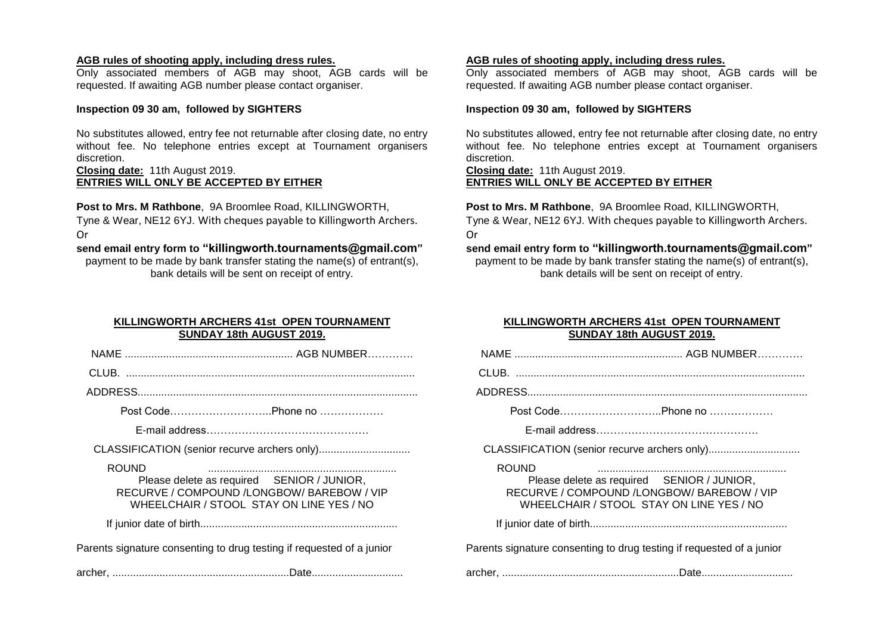**AGB rules of shooting apply, including dress rules.**

Only associated members of AGB may shoot, AGB cards will be requested. If awaiting AGB number please contact organiser.

**Inspection 09 30 am, followed by SIGHTERS**

No substitutes allowed, entry fee not returnable after closing date, no entry without fee. No telephone entries except at Tournament organisers discretion.

**Closing date:** 11th August 2019.

**ENTRIES WILL ONLY BE ACCEPTED BY EITHER**

**Post to Mrs. M Rathbone**, 9A Broomlee Road, KILLINGWORTH, Tyne & Wear, NE12 6YJ. With cheques payable to Killingworth Archers.

Or

**send email entry form to "killingworth.tournaments@gmail.com"** payment to be made by bank transfer stating the name(s) of entrant(s), bank details will be sent on receipt of entry.

**KILLINGWORTH ARCHERS 41st OPEN TOURNAMENT**
**SUNDAY 18th AUGUST 2019.**

NAME ......................................................... AGB NUMBER………….

CLUB. ..................................................................................................

ADDRESS..............................................................................................

Post Code………………………..Phone no ………………

E-mail address………………………………………

CLASSIFICATION (senior recurve archers only)...............................

ROUND ................................................................

Please delete as required SENIOR / JUNIOR,
RECURVE / COMPOUND /LONGBOW/ BAREBOW / VIP
WHEELCHAIR / STOOL STAY ON LINE YES / NO

If junior date of birth...................................................................

Parents signature consenting to drug testing if requested of a junior archer, ............................................................Date...............................

**AGB rules of shooting apply, including dress rules.**

Only associated members of AGB may shoot, AGB cards will be requested. If awaiting AGB number please contact organiser.

**Inspection 09 30 am, followed by SIGHTERS**

No substitutes allowed, entry fee not returnable after closing date, no entry without fee. No telephone entries except at Tournament organisers discretion.

**Closing date:** 11th August 2019.

**ENTRIES WILL ONLY BE ACCEPTED BY EITHER**

**Post to Mrs. M Rathbone**, 9A Broomlee Road, KILLINGWORTH, Tyne & Wear, NE12 6YJ. With cheques payable to Killingworth Archers.

Or

**send email entry form to "killingworth.tournaments@gmail.com"** payment to be made by bank transfer stating the name(s) of entrant(s), bank details will be sent on receipt of entry.

**KILLINGWORTH ARCHERS 41st OPEN TOURNAMENT**
**SUNDAY 18th AUGUST 2019.**

NAME ......................................................... AGB NUMBER………….

CLUB. ..................................................................................................

ADDRESS..............................................................................................

Post Code………………………..Phone no ………………

E-mail address………………………………………

CLASSIFICATION (senior recurve archers only)...............................

ROUND ................................................................

Please delete as required SENIOR / JUNIOR,
RECURVE / COMPOUND /LONGBOW/ BAREBOW / VIP
WHEELCHAIR / STOOL STAY ON LINE YES / NO

If junior date of birth...................................................................

Parents signature consenting to drug testing if requested of a junior archer, ............................................................Date...............................